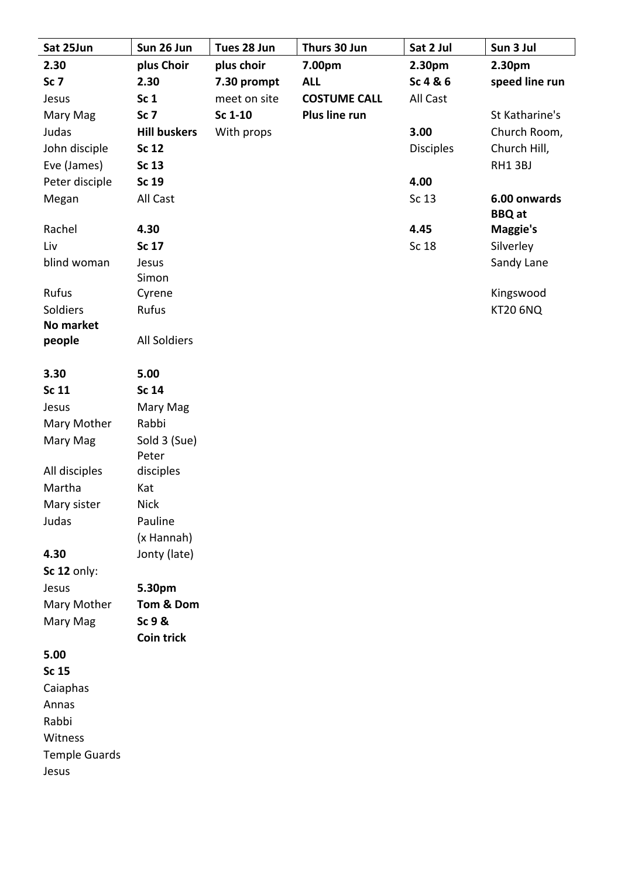| Sat 25Jun | Sun 26 Jun | Tues 28 Jun | Thurs 30 Jun | Sat 2 Jul | Sun 3 Jul |
|---|---|---|---|---|---|
| **2.30** | **plus Choir** | **plus choir** | **7.00pm** | **2.30pm** | **2.30pm** |
| **Sc 7** | **2.30** | **7.30 prompt** | **ALL** | **Sc 4 & 6** | **speed line run** |
| Jesus | **Sc 1** | meet on site | **COSTUME CALL** | All Cast | |
| Mary Mag | **Sc 7** | **Sc 1-10** | **Plus line run** | | St Katharine's |
| Judas | **Hill buskers** | With props | | **3.00** | Church Room, |
| John disciple | **Sc 12** | | | Disciples | Church Hill, |
| Eve (James) | **Sc 13** | | | | RH1 3BJ |
| Peter disciple | **Sc 19** | | | **4.00** | |
| Megan | All Cast | | | Sc 13 | **6.00 onwards BBQ at** |
| Rachel | **4.30** | | | **4.45** | **Maggie's** |
| Liv | **Sc 17** | | | Sc 18 | Silverley |
| blind woman | Jesus Simon | | | | Sandy Lane |
| Rufus | Cyrene | | | | Kingswood |
| Soldiers | Rufus | | | | KT20 6NQ |
| **No market people** | All Soldiers | | | | |
| | | | | | |
| **3.30** | **5.00** | | | | |
| **Sc 11** | **Sc 14** | | | | |
| Jesus | Mary Mag | | | | |
| Mary Mother | Rabbi | | | | |
| Mary Mag | Sold 3 (Sue) Peter | | | | |
| All disciples | disciples | | | | |
| Martha | Kat | | | | |
| Mary sister | Nick | | | | |
| Judas | Pauline (x Hannah) | | | | |
| **4.30** | Jonty (late) | | | | |
| **Sc 12** only: | | | | | |
| Jesus | **5.30pm** | | | | |
| Mary Mother | **Tom & Dom** | | | | |
| Mary Mag | **Sc 9 & Coin trick** | | | | |
| **5.00** | | | | | |
| **Sc 15** | | | | | |
| Caiaphas | | | | | |
| Annas | | | | | |
| Rabbi | | | | | |
| Witness | | | | | |
| Temple Guards | | | | | |
| Jesus | | | | | |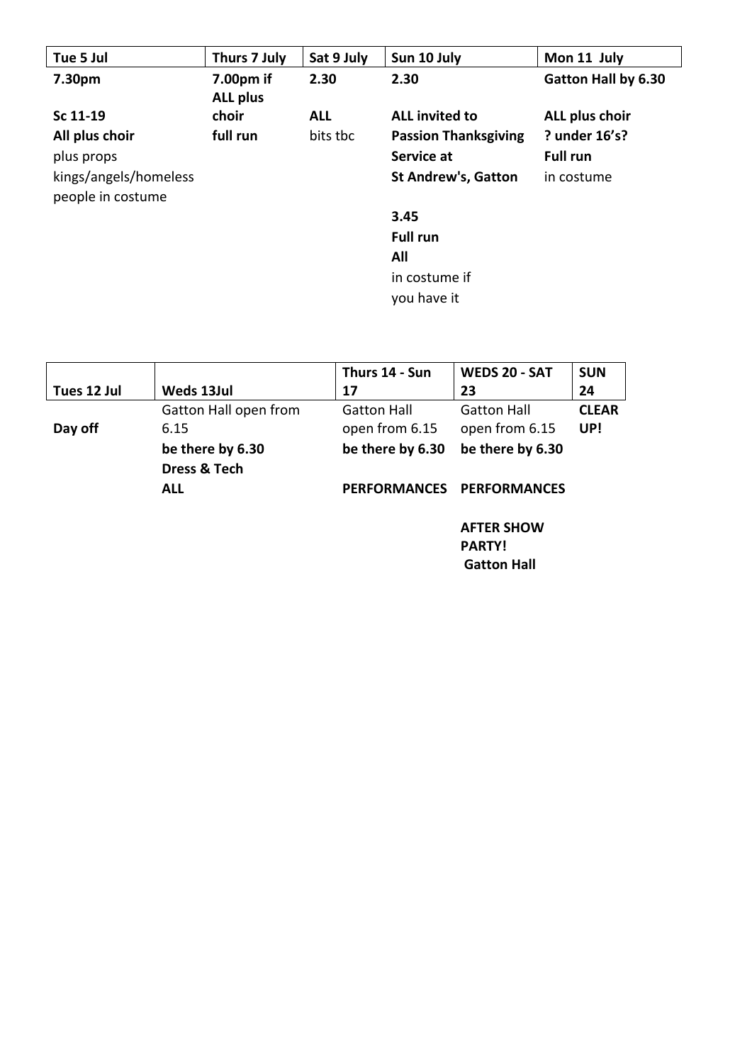| Tue 5 Jul | Thurs 7 July | Sat 9 July | Sun 10 July | Mon 11 July |
|---|---|---|---|---|
| **7.30pm**<br>**Sc 11-19**<br>**All plus choir**<br>plus props<br>kings/angels/homeless people in costume | **7.00pm if ALL plus choir full run** | **2.30**<br>**ALL**<br>bits tbc | **2.30**<br>**ALL invited to Passion Thanksgiving Service at St Andrew's, Gatton**<br>**3.45**<br>**Full run**<br>**All**<br>in costume if you have it | **Gatton Hall by 6.30**<br>**ALL plus choir**<br>**? under 16's?**<br>**Full run**<br>in costume |

| Tues 12 Jul | Weds 13Jul | Thurs 14 - Sun 17 | WEDS 20 - SAT 23 | SUN 24 |
|---|---|---|---|---|
| **Day off** | Gatton Hall open from 6.15<br>**be there by 6.30**<br>**Dress & Tech**<br>**ALL** | Gatton Hall open from 6.15<br>**be there by 6.30**<br>**PERFORMANCES** | Gatton Hall open from 6.15<br>**be there by 6.30**<br>**PERFORMANCES**<br>**AFTER SHOW PARTY! Gatton Hall** | **CLEAR UP!** |